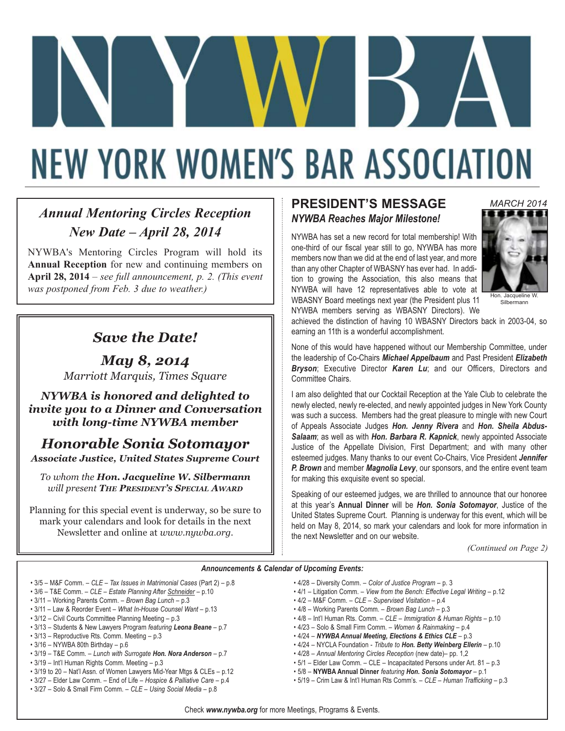# NYWBA

# NEW YORK WOMEN'S BAR ASSOCIATION

## *Annual Mentoring Circles Reception*
## *New Date – April 28, 2014*

NYWBA's Mentoring Circles Program will hold its **Annual Reception** for new and continuing members on **April 28, 2014** – *see full announcement, p. 2. (This event was postponed from Feb. 3 due to weather.)*

## *Save the Date!*

### *May 8, 2014*

*Marriott Marquis, Times Square*

***NYWBA is honored and delighted to invite you to a Dinner and Conversation with long-time NYWBA member***

### *Honorable Sonia Sotomayor*

***Associate Justice, United States Supreme Court***

*To whom the **Hon. Jacqueline W. Silbermann** will present **The President's Special Award***

Planning for this special event is underway, so be sure to mark your calendars and look for details in the next Newsletter and online at *www.nywba.org*.

## PRESIDENT'S MESSAGE

*MARCH 2014*

### *NYWBA Reaches Major Milestone!*

Hon. Jacqueline W. Silbermann

NYWBA has set a new record for total membership! With one-third of our fiscal year still to go, NYWBA has more members now than we did at the end of last year, and more than any other Chapter of WBASNY has ever had. In addition to growing the Association, this also means that NYWBA will have 12 representatives able to vote at WBASNY Board meetings next year (the President plus 11 NYWBA members serving as WBASNY Directors). We achieved the distinction of having 10 WBASNY Directors back in 2003-04, so earning an 11th is a wonderful accomplishment.

None of this would have happened without our Membership Committee, under the leadership of Co-Chairs ***Michael Appelbaum*** and Past President ***Elizabeth Bryson***; Executive Director ***Karen Lu***; and our Officers, Directors and Committee Chairs.

I am also delighted that our Cocktail Reception at the Yale Club to celebrate the newly elected, newly re-elected, and newly appointed judges in New York County was such a success. Members had the great pleasure to mingle with new Court of Appeals Associate Judges ***Hon. Jenny Rivera*** and ***Hon. Sheila Abdus-Salaam***; as well as with ***Hon. Barbara R. Kapnick***, newly appointed Associate Justice of the Appellate Division, First Department; and with many other esteemed judges. Many thanks to our event Co-Chairs, Vice President ***Jennifer P. Brown*** and member ***Magnolia Levy***, our sponsors, and the entire event team for making this exquisite event so special.

Speaking of our esteemed judges, we are thrilled to announce that our honoree at this year's **Annual Dinner** will be ***Hon. Sonia Sotomayor***, Justice of the United States Supreme Court. Planning is underway for this event, which will be held on May 8, 2014, so mark your calendars and look for more information in the next Newsletter and on our website.

*(Continued on Page 2)*

### *Announcements & Calendar of Upcoming Events:*

- 3/5 – M&F Comm. – *CLE – Tax Issues in Matrimonial Cases* (Part 2) – p.8
- 3/6 – T&E Comm. – *CLE – Estate Planning After Schneider* – p.10
- 3/11 – Working Parents Comm. – *Brown Bag Lunch* – p.3
- 3/11 – Law & Reorder Event – *What In-House Counsel Want* – p.13
- 3/12 – Civil Courts Committee Planning Meeting – p.3
- 3/13 – Students & New Lawyers Program *featuring* ***Leona Beane*** – p.7
- 3/13 – Reproductive Rts. Comm. Meeting – p.3
- 3/16 – NYWBA 80th Birthday – p.6
- 3/19 – T&E Comm. – *Lunch with Surrogate* ***Hon. Nora Anderson*** – p.7
- 3/19 – Int'l Human Rights Comm. Meeting – p.3
- 3/19 to 20 – Nat'l Assn. of Women Lawyers Mid-Year Mtgs & CLEs – p.12
- 3/27 – Elder Law Comm. – End of Life – *Hospice & Palliative Care* – p.4
- 3/27 – Solo & Small Firm Comm. – *CLE – Using Social Media* – p.8
- 4/28 – Diversity Comm. – *Color of Justice Program* – p. 3
- 4/1 – Litigation Comm. – *View from the Bench: Effective Legal Writing* – p.12
- 4/2 – M&F Comm. – *CLE – Supervised Visitation* – p.4
- 4/8 – Working Parents Comm. – *Brown Bag Lunch* – p.3
- 4/8 – Int'l Human Rts. Comm. – *CLE – Immigration & Human Rights* – p.10
- 4/23 – Solo & Small Firm Comm. – *Women & Rainmaking* – p.4
- 4/24 – ***NYWBA Annual Meeting, Elections & Ethics CLE*** – p.3
- 4/24 – NYCLA Foundation - *Tribute to* ***Hon. Betty Weinberg Ellerin*** – p.10
- 4/28 – *Annual Mentoring Circles Reception* (new date)– pp. 1,2
- 5/1 – Elder Law Comm. – CLE – Incapacitated Persons under Art. 81 – p.3
- 5/8 – **NYWBA Annual Dinner** *featuring* ***Hon. Sonia Sotomayor*** – p.1
- 5/19 – Crim Law & Int'l Human Rts Comm's. – *CLE – Human Trafficking* – p.3

Check ***www.nywba.org*** for more Meetings, Programs & Events.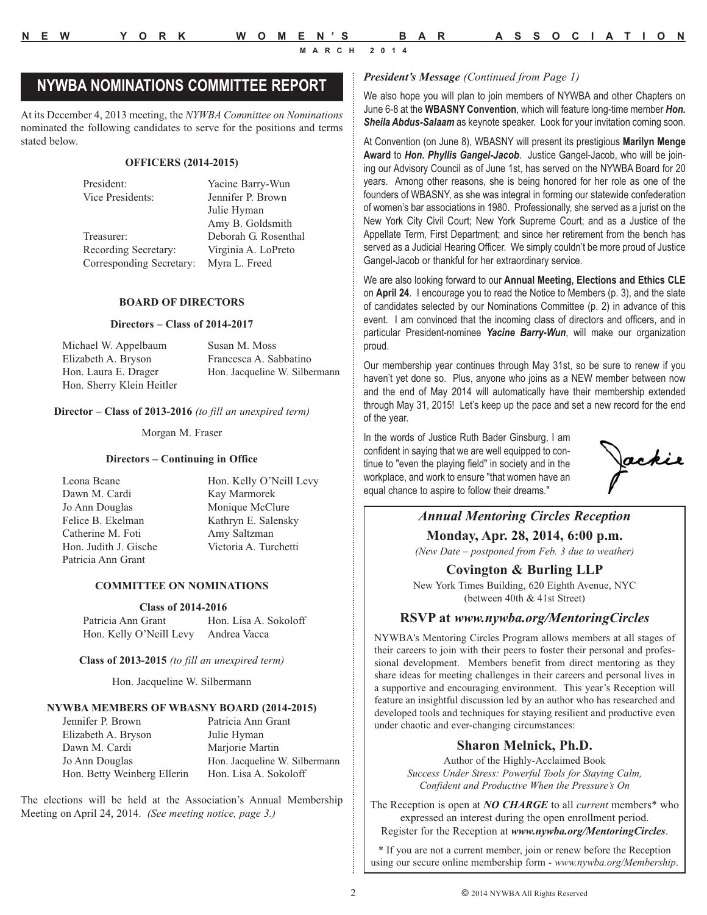## NYWBA NOMINATIONS COMMITTEE REPORT

At its December 4, 2013 meeting, the *NYWBA Committee on Nominations* nominated the following candidates to serve for the positions and terms stated below.

### OFFICERS (2014-2015)

| | |
|---|---|
| President: | Yacine Barry-Wun |
| Vice Presidents: | Jennifer P. Brown |
| | Julie Hyman |
| | Amy B. Goldsmith |
| Treasurer: | Deborah G. Rosenthal |
| Recording Secretary: | Virginia A. LoPreto |
| Corresponding Secretary: | Myra L. Freed |

### BOARD OF DIRECTORS

**Directors – Class of 2014-2017**

| | |
|---|---|
| Michael W. Appelbaum | Susan M. Moss |
| Elizabeth A. Bryson | Francesca A. Sabbatino |
| Hon. Laura E. Drager | Hon. Jacqueline W. Silbermann |
| Hon. Sherry Klein Heitler | |

**Director – Class of 2013-2016** *(to fill an unexpired term)*

Morgan M. Fraser

**Directors – Continuing in Office**

| | |
|---|---|
| Leona Beane | Hon. Kelly O'Neill Levy |
| Dawn M. Cardi | Kay Marmorek |
| Jo Ann Douglas | Monique McClure |
| Felice B. Ekelman | Kathryn E. Salensky |
| Catherine M. Foti | Amy Saltzman |
| Hon. Judith J. Gische | Victoria A. Turchetti |
| Patricia Ann Grant | |

### COMMITTEE ON NOMINATIONS

**Class of 2014-2016**

| | |
|---|---|
| Patricia Ann Grant | Hon. Lisa A. Sokoloff |
| Hon. Kelly O'Neill Levy | Andrea Vacca |

**Class of 2013-2015** *(to fill an unexpired term)*

Hon. Jacqueline W. Silbermann

### NYWBA MEMBERS OF WBASNY BOARD (2014-2015)

| | |
|---|---|
| Jennifer P. Brown | Patricia Ann Grant |
| Elizabeth A. Bryson | Julie Hyman |
| Dawn M. Cardi | Marjorie Martin |
| Jo Ann Douglas | Hon. Jacqueline W. Silbermann |
| Hon. Betty Weinberg Ellerin | Hon. Lisa A. Sokoloff |

The elections will be held at the Association's Annual Membership Meeting on April 24, 2014. *(See meeting notice, page 3.)*

***President's Message*** *(Continued from Page 1)*

We also hope you will plan to join members of NYWBA and other Chapters on June 6-8 at the **WBASNY Convention**, which will feature long-time member ***Hon. Sheila Abdus-Salaam*** as keynote speaker. Look for your invitation coming soon.

At Convention (on June 8), WBASNY will present its prestigious **Marilyn Menge Award** to ***Hon. Phyllis Gangel-Jacob***. Justice Gangel-Jacob, who will be joining our Advisory Council as of June 1st, has served on the NYWBA Board for 20 years. Among other reasons, she is being honored for her role as one of the founders of WBASNY, as she was integral in forming our statewide confederation of women's bar associations in 1980. Professionally, she served as a jurist on the New York City Civil Court; New York Supreme Court; and as a Justice of the Appellate Term, First Department; and since her retirement from the bench has served as a Judicial Hearing Officer. We simply couldn't be more proud of Justice Gangel-Jacob or thankful for her extraordinary service.

We are also looking forward to our **Annual Meeting, Elections and Ethics CLE** on **April 24**. I encourage you to read the Notice to Members (p. 3), and the slate of candidates selected by our Nominations Committee (p. 2) in advance of this event. I am convinced that the incoming class of directors and officers, and in particular President-nominee ***Yacine Barry-Wun***, will make our organization proud.

Our membership year continues through May 31st, so be sure to renew if you haven't yet done so. Plus, anyone who joins as a NEW member between now and the end of May 2014 will automatically have their membership extended through May 31, 2015! Let's keep up the pace and set a new record for the end of the year.

In the words of Justice Ruth Bader Ginsburg, I am confident in saying that we are well equipped to continue to "even the playing field" in society and in the workplace, and work to ensure "that women have an equal chance to aspire to follow their dreams."

Jackie

### *Annual Mentoring Circles Reception*

**Monday, Apr. 28, 2014, 6:00 p.m.**

*(New Date – postponed from Feb. 3 due to weather)*

**Covington & Burling LLP**

New York Times Building, 620 Eighth Avenue, NYC (between 40th & 41st Street)

**RSVP at *www.nywba.org/MentoringCircles***

NYWBA's Mentoring Circles Program allows members at all stages of their careers to join with their peers to foster their personal and professional development. Members benefit from direct mentoring as they share ideas for meeting challenges in their careers and personal lives in a supportive and encouraging environment. This year's Reception will feature an insightful discussion led by an author who has researched and developed tools and techniques for staying resilient and productive even under chaotic and ever-changing circumstances:

**Sharon Melnick, Ph.D.**

Author of the Highly-Acclaimed Book
*Success Under Stress: Powerful Tools for Staying Calm, Confident and Productive When the Pressure's On*

The Reception is open at ***NO CHARGE*** to all *current* members* who expressed an interest during the open enrollment period. Register for the Reception at ***www.nywba.org/MentoringCircles***.

* If you are not a current member, join or renew before the Reception using our secure online membership form - *www.nywba.org/Membership*.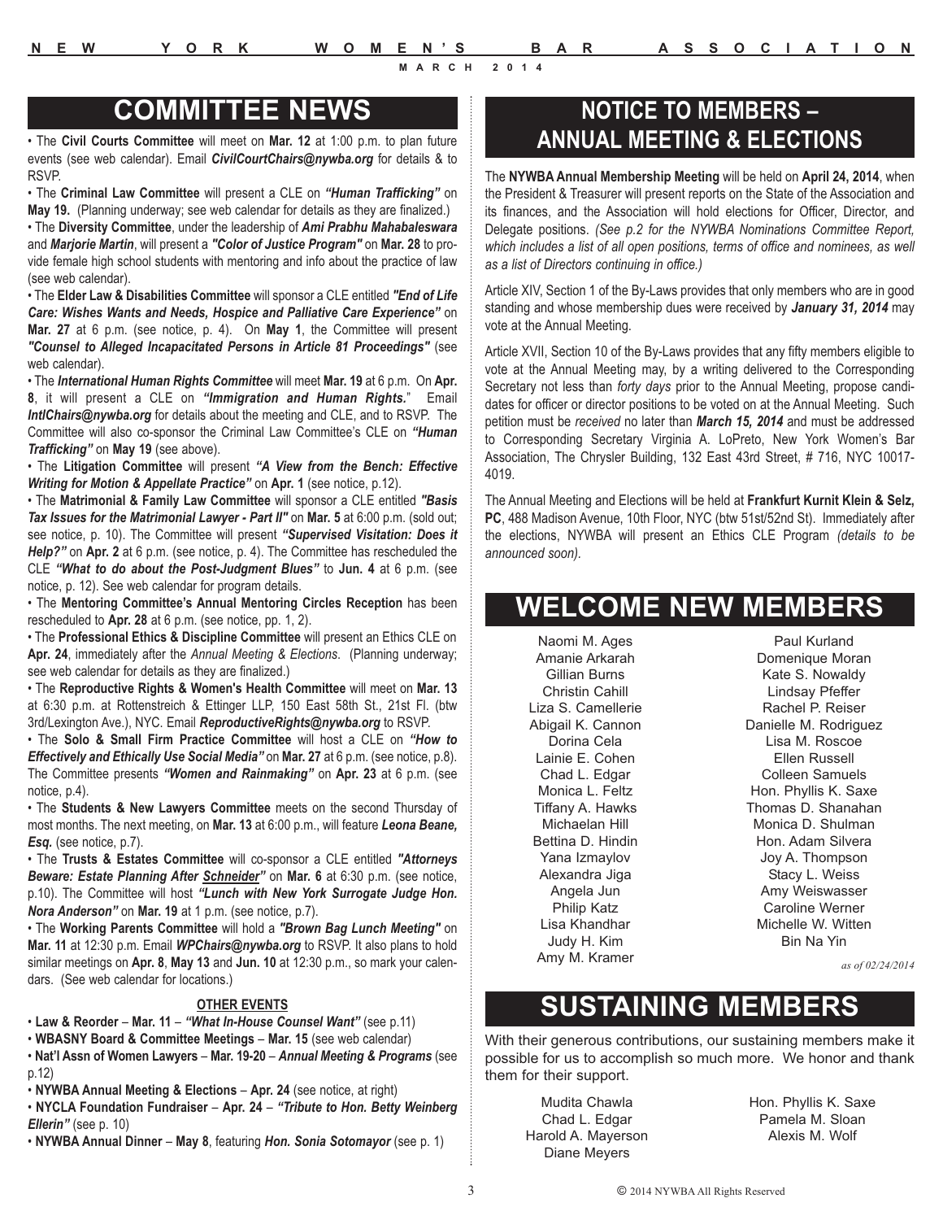## COMMITTEE NEWS

• The **Civil Courts Committee** will meet on **Mar. 12** at 1:00 p.m. to plan future events (see web calendar). Email ***CivilCourtChairs@nywba.org*** for details & to RSVP.

• The **Criminal Law Committee** will present a CLE on ***"Human Trafficking"*** on **May 19.** (Planning underway; see web calendar for details as they are finalized.)

• The **Diversity Committee**, under the leadership of ***Ami Prabhu Mahabaleswara*** and ***Marjorie Martin***, will present a ***"Color of Justice Program"*** on **Mar. 28** to provide female high school students with mentoring and info about the practice of law (see web calendar).

• The **Elder Law & Disabilities Committee** will sponsor a CLE entitled ***"End of Life Care: Wishes Wants and Needs, Hospice and Palliative Care Experience"*** on **Mar. 27** at 6 p.m. (see notice, p. 4). On **May 1**, the Committee will present ***"Counsel to Alleged Incapacitated Persons in Article 81 Proceedings"*** (see web calendar).

• The ***International Human Rights Committee*** will meet **Mar. 19** at 6 p.m. On **Apr. 8**, it will present a CLE on ***"Immigration and Human Rights."*** Email ***IntlChairs@nywba.org*** for details about the meeting and CLE, and to RSVP. The Committee will also co-sponsor the Criminal Law Committee's CLE on ***"Human Trafficking"*** on **May 19** (see above).

• The **Litigation Committee** will present ***"A View from the Bench: Effective Writing for Motion & Appellate Practice"*** on **Apr. 1** (see notice, p.12).

• The **Matrimonial & Family Law Committee** will sponsor a CLE entitled ***"Basis Tax Issues for the Matrimonial Lawyer - Part II"*** on **Mar. 5** at 6:00 p.m. (sold out; see notice, p. 10). The Committee will present ***"Supervised Visitation: Does it Help?"*** on **Apr. 2** at 6 p.m. (see notice, p. 4). The Committee has rescheduled the CLE ***"What to do about the Post-Judgment Blues"*** to **Jun. 4** at 6 p.m. (see notice, p. 12). See web calendar for program details.

• The **Mentoring Committee's Annual Mentoring Circles Reception** has been rescheduled to **Apr. 28** at 6 p.m. (see notice, pp. 1, 2).

• The **Professional Ethics & Discipline Committee** will present an Ethics CLE on **Apr. 24**, immediately after the *Annual Meeting & Elections*. (Planning underway; see web calendar for details as they are finalized.)

• The **Reproductive Rights & Women's Health Committee** will meet on **Mar. 13** at 6:30 p.m. at Rottenstreich & Ettinger LLP, 150 East 58th St., 21st Fl. (btw 3rd/Lexington Ave.), NYC. Email ***ReproductiveRights@nywba.org*** to RSVP.

• The **Solo & Small Firm Practice Committee** will host a CLE on ***"How to Effectively and Ethically Use Social Media"*** on **Mar. 27** at 6 p.m. (see notice, p.8). The Committee presents ***"Women and Rainmaking"*** on **Apr. 23** at 6 p.m. (see notice, p.4).

• The **Students & New Lawyers Committee** meets on the second Thursday of most months. The next meeting, on **Mar. 13** at 6:00 p.m., will feature ***Leona Beane, Esq.*** (see notice, p.7).

• The **Trusts & Estates Committee** will co-sponsor a CLE entitled ***"Attorneys Beware: Estate Planning After Schneider"*** on **Mar. 6** at 6:30 p.m. (see notice, p.10). The Committee will host ***"Lunch with New York Surrogate Judge Hon. Nora Anderson"*** on **Mar. 19** at 1 p.m. (see notice, p.7).

• The **Working Parents Committee** will hold a ***"Brown Bag Lunch Meeting"*** on **Mar. 11** at 12:30 p.m. Email ***WPChairs@nywba.org*** to RSVP. It also plans to hold similar meetings on **Apr. 8**, **May 13** and **Jun. 10** at 12:30 p.m., so mark your calendars. (See web calendar for locations.)

### OTHER EVENTS

• **Law & Reorder** – **Mar. 11** – ***"What In-House Counsel Want"*** (see p.11)

• **WBASNY Board & Committee Meetings** – **Mar. 15** (see web calendar)

• **Nat'l Assn of Women Lawyers** – **Mar. 19-20** – ***Annual Meeting & Programs*** (see p.12)

• **NYWBA Annual Meeting & Elections** – **Apr. 24** (see notice, at right)

• **NYCLA Foundation Fundraiser** – **Apr. 24** – ***"Tribute to Hon. Betty Weinberg Ellerin"*** (see p. 10)

• **NYWBA Annual Dinner** – **May 8**, featuring ***Hon. Sonia Sotomayor*** (see p. 1)

## NOTICE TO MEMBERS – ANNUAL MEETING & ELECTIONS

The **NYWBA Annual Membership Meeting** will be held on **April 24, 2014**, when the President & Treasurer will present reports on the State of the Association and its finances, and the Association will hold elections for Officer, Director, and Delegate positions. *(See p.2 for the NYWBA Nominations Committee Report, which includes a list of all open positions, terms of office and nominees, as well as a list of Directors continuing in office.)*

Article XIV, Section 1 of the By-Laws provides that only members who are in good standing and whose membership dues were received by ***January 31, 2014*** may vote at the Annual Meeting.

Article XVII, Section 10 of the By-Laws provides that any fifty members eligible to vote at the Annual Meeting may, by a writing delivered to the Corresponding Secretary not less than *forty days* prior to the Annual Meeting, propose candidates for officer or director positions to be voted on at the Annual Meeting. Such petition must be *received* no later than ***March 15, 2014*** and must be addressed to Corresponding Secretary Virginia A. LoPreto, New York Women's Bar Association, The Chrysler Building, 132 East 43rd Street, # 716, NYC 10017-4019.

The Annual Meeting and Elections will be held at **Frankfurt Kurnit Klein & Selz, PC**, 488 Madison Avenue, 10th Floor, NYC (btw 51st/52nd St). Immediately after the elections, NYWBA will present an Ethics CLE Program *(details to be announced soon).*

## WELCOME NEW MEMBERS

Naomi M. Ages
Amanie Arkarah
Gillian Burns
Christin Cahill
Liza S. Camellerie
Abigail K. Cannon
Dorina Cela
Lainie E. Cohen
Chad L. Edgar
Monica L. Feltz
Tiffany A. Hawks
Michaelan Hill
Bettina D. Hindin
Yana Izmaylov
Alexandra Jiga
Angela Jun
Philip Katz
Lisa Khandhar
Judy H. Kim
Amy M. Kramer
Paul Kurland
Domenique Moran
Kate S. Nowaldy
Lindsay Pfeffer
Rachel P. Reiser
Danielle M. Rodriguez
Lisa M. Roscoe
Ellen Russell
Colleen Samuels
Hon. Phyllis K. Saxe
Thomas D. Shanahan
Monica D. Shulman
Hon. Adam Silvera
Joy A. Thompson
Stacy L. Weiss
Amy Weiswasser
Caroline Werner
Michelle W. Witten
Bin Na Yin

*as of 02/24/2014*

## SUSTAINING MEMBERS

With their generous contributions, our sustaining members make it possible for us to accomplish so much more. We honor and thank them for their support.

Mudita Chawla
Chad L. Edgar
Harold A. Mayerson
Diane Meyers
Hon. Phyllis K. Saxe
Pamela M. Sloan
Alexis M. Wolf

© 2014 NYWBA All Rights Reserved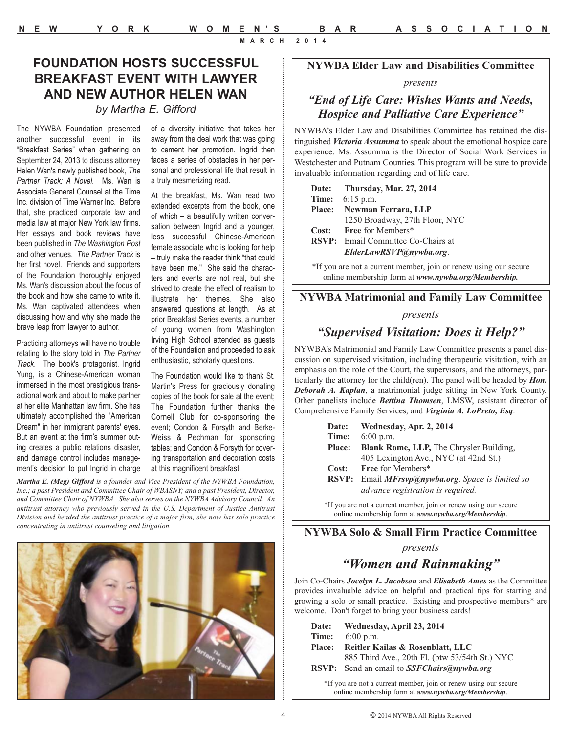# FOUNDATION HOSTS SUCCESSFUL BREAKFAST EVENT WITH LAWYER AND NEW AUTHOR HELEN WAN

*by Martha E. Gifford*

The NYWBA Foundation presented another successful event in its "Breakfast Series" when gathering on September 24, 2013 to discuss attorney Helen Wan's newly published book, *The Partner Track: A Novel*. Ms. Wan is Associate General Counsel at the Time Inc. division of Time Warner Inc. Before that, she practiced corporate law and media law at major New York law firms. Her essays and book reviews have been published in *The Washington Post* and other venues. *The Partner Track* is her first novel. Friends and supporters of the Foundation thoroughly enjoyed Ms. Wan's discussion about the focus of the book and how she came to write it. Ms. Wan captivated attendees when discussing how and why she made the brave leap from lawyer to author.

Practicing attorneys will have no trouble relating to the story told in *The Partner Track*. The book's protagonist, Ingrid Yung, is a Chinese-American woman immersed in the most prestigious transactional work and about to make partner at her elite Manhattan law firm. She has ultimately accomplished the "American Dream" in her immigrant parents' eyes. But an event at the firm's summer outing creates a public relations disaster, and damage control includes management's decision to put Ingrid in charge of a diversity initiative that takes her away from the deal work that was going to cement her promotion. Ingrid then faces a series of obstacles in her personal and professional life that result in a truly mesmerizing read.

At the breakfast, Ms. Wan read two extended excerpts from the book, one of which – a beautifully written conversation between Ingrid and a younger, less successful Chinese-American female associate who is looking for help – truly make the reader think "that could have been me." She said the characters and events are not real, but she strived to create the effect of realism to illustrate her themes. She also answered questions at length. As at prior Breakfast Series events, a number of young women from Washington Irving High School attended as guests of the Foundation and proceeded to ask enthusiastic, scholarly questions.

The Foundation would like to thank St. Martin's Press for graciously donating copies of the book for sale at the event; The Foundation further thanks the Cornell Club for co-sponsoring the event; Condon & Forsyth and Berke-Weiss & Pechman for sponsoring tables; and Condon & Forsyth for covering transportation and decoration costs at this magnificent breakfast.

***Martha E. (Meg) Gifford** is a founder and Vice President of the NYWBA Foundation, Inc.; a past President and Committee Chair of WBASNY; and a past President, Director, and Committee Chair of NYWBA. She also serves on the NYWBA Advisory Council. An antitrust attorney who previously served in the U.S. Department of Justice Antitrust Division and headed the antitrust practice of a major firm, she now has solo practice concentrating in antitrust counseling and litigation.*

## NYWBA Elder Law and Disabilities Committee

*presents*

### *"End of Life Care: Wishes Wants and Needs, Hospice and Palliative Care Experience"*

NYWBA's Elder Law and Disabilities Committee has retained the distinguished ***Victoria Assumma*** to speak about the emotional hospice care experience. Ms. Assumma is the Director of Social Work Services in Westchester and Putnam Counties. This program will be sure to provide invaluable information regarding end of life care.

**Date:** **Thursday, Mar. 27, 2014**
**Time:** 6:15 p.m.
**Place:** **Newman Ferrara, LLP**
1250 Broadway, 27th Floor, NYC
**Cost:** **Free** for Members*
**RSVP:** Email Committee Co-Chairs at ***ElderLawRSVP@nywba.org***.

*If you are not a current member, join or renew using our secure online membership form at ***www.nywba.org/Membership.***

## NYWBA Matrimonial and Family Law Committee

*presents*

### *"Supervised Visitation: Does it Help?"*

NYWBA's Matrimonial and Family Law Committee presents a panel discussion on supervised visitation, including therapeutic visitation, with an emphasis on the role of the Court, the supervisors, and the attorneys, particularly the attorney for the child(ren). The panel will be headed by ***Hon. Deborah A. Kaplan***, a matrimonial judge sitting in New York County. Other panelists include ***Bettina Thomsen***, LMSW, assistant director of Comprehensive Family Services, and ***Virginia A. LoPreto, Esq***.

**Date:** **Wednesday, Apr. 2, 2014**
**Time:** 6:00 p.m.
**Place:** **Blank Rome, LLP,** The Chrysler Building,
405 Lexington Ave., NYC (at 42nd St.)
**Cost:** **Free** for Members*
**RSVP:** Email ***MFrsvp@nywba.org***. *Space is limited so advance registration is required.*

*If you are not a current member, join or renew using our secure online membership form at ***www.nywba.org/Membership***.

## NYWBA Solo & Small Firm Practice Committee

*presents*

### *"Women and Rainmaking"*

Join Co-Chairs ***Jocelyn L. Jacobson*** and ***Elisabeth Ames*** as the Committee provides invaluable advice on helpful and practical tips for starting and growing a solo or small practice. Existing and prospective members* are welcome. Don't forget to bring your business cards!

**Date:** **Wednesday, April 23, 2014**
**Time:** 6:00 p.m.
**Place:** **Reitler Kailas & Rosenblatt, LLC**
885 Third Ave., 20th Fl. (btw 53/54th St.) NYC
**RSVP:** Send an email to ***SSFChairs@nywba.org***

*If you are not a current member, join or renew using our secure online membership form at ***www.nywba.org/Membership***.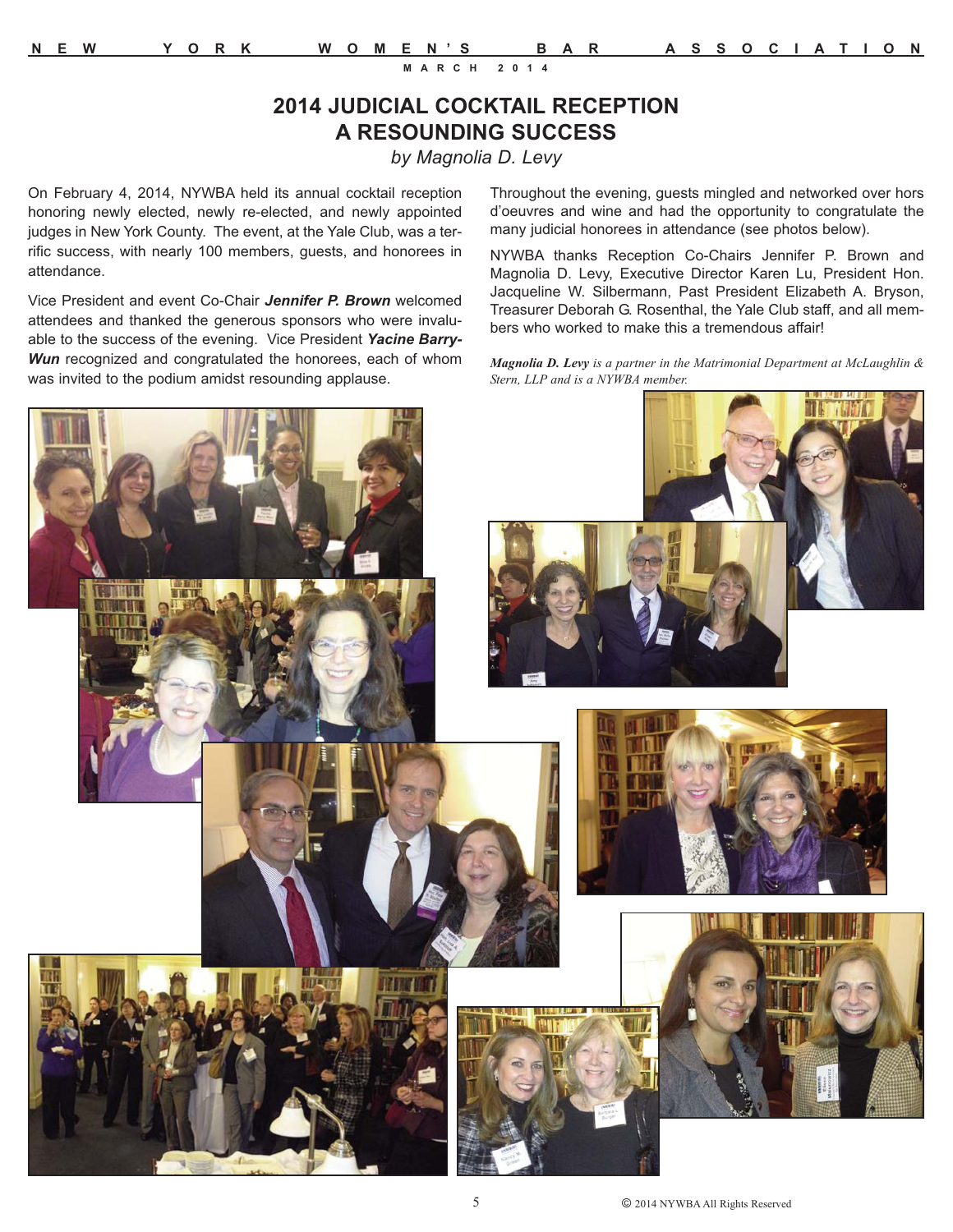# 2014 JUDICIAL COCKTAIL RECEPTION A RESOUNDING SUCCESS

*by Magnolia D. Levy*

On February 4, 2014, NYWBA held its annual cocktail reception honoring newly elected, newly re-elected, and newly appointed judges in New York County. The event, at the Yale Club, was a terrific success, with nearly 100 members, guests, and honorees in attendance.

Vice President and event Co-Chair ***Jennifer P. Brown*** welcomed attendees and thanked the generous sponsors who were invaluable to the success of the evening. Vice President ***Yacine Barry-Wun*** recognized and congratulated the honorees, each of whom was invited to the podium amidst resounding applause.

Throughout the evening, guests mingled and networked over hors d'oeuvres and wine and had the opportunity to congratulate the many judicial honorees in attendance (see photos below).

NYWBA thanks Reception Co-Chairs Jennifer P. Brown and Magnolia D. Levy, Executive Director Karen Lu, President Hon. Jacqueline W. Silbermann, Past President Elizabeth A. Bryson, Treasurer Deborah G. Rosenthal, the Yale Club staff, and all members who worked to make this a tremendous affair!

***Magnolia D. Levy*** *is a partner in the Matrimonial Department at McLaughlin & Stern, LLP and is a NYWBA member.*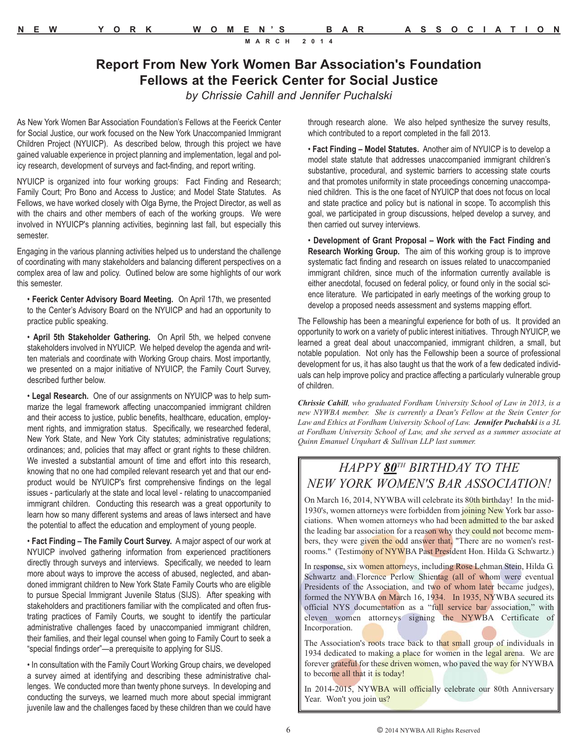# Report From New York Women Bar Association's Foundation Fellows at the Feerick Center for Social Justice

*by Chrissie Cahill and Jennifer Puchalski*

As New York Women Bar Association Foundation's Fellows at the Feerick Center for Social Justice, our work focused on the New York Unaccompanied Immigrant Children Project (NYUICP). As described below, through this project we have gained valuable experience in project planning and implementation, legal and policy research, development of surveys and fact-finding, and report writing.

NYUICP is organized into four working groups: Fact Finding and Research; Family Court; Pro Bono and Access to Justice; and Model State Statutes. As Fellows, we have worked closely with Olga Byrne, the Project Director, as well as with the chairs and other members of each of the working groups. We were involved in NYUICP's planning activities, beginning last fall, but especially this semester.

Engaging in the various planning activities helped us to understand the challenge of coordinating with many stakeholders and balancing different perspectives on a complex area of law and policy. Outlined below are some highlights of our work this semester.

- **Feerick Center Advisory Board Meeting.** On April 17th, we presented to the Center's Advisory Board on the NYUICP and had an opportunity to practice public speaking.
- **April 5th Stakeholder Gathering.** On April 5th, we helped convene stakeholders involved in NYUICP. We helped develop the agenda and written materials and coordinate with Working Group chairs. Most importantly, we presented on a major initiative of NYUICP, the Family Court Survey, described further below.
- **Legal Research.** One of our assignments on NYUICP was to help summarize the legal framework affecting unaccompanied immigrant children and their access to justice, public benefits, healthcare, education, employment rights, and immigration status. Specifically, we researched federal, New York State, and New York City statutes; administrative regulations; ordinances; and, policies that may affect or grant rights to these children. We invested a substantial amount of time and effort into this research, knowing that no one had compiled relevant research yet and that our end-product would be NYUICP's first comprehensive findings on the legal issues - particularly at the state and local level - relating to unaccompanied immigrant children. Conducting this research was a great opportunity to learn how so many different systems and areas of laws intersect and have the potential to affect the education and employment of young people.
- **Fact Finding – The Family Court Survey.** A major aspect of our work at NYUICP involved gathering information from experienced practitioners directly through surveys and interviews. Specifically, we needed to learn more about ways to improve the access of abused, neglected, and abandoned immigrant children to New York State Family Courts who are eligible to pursue Special Immigrant Juvenile Status (SIJS). After speaking with stakeholders and practitioners familiar with the complicated and often frustrating practices of Family Courts, we sought to identify the particular administrative challenges faced by unaccompanied immigrant children, their families, and their legal counsel when going to Family Court to seek a "special findings order"—a prerequisite to applying for SIJS.
- In consultation with the Family Court Working Group chairs, we developed a survey aimed at identifying and describing these administrative challenges. We conducted more than twenty phone surveys. In developing and conducting the surveys, we learned much more about special immigrant juvenile law and the challenges faced by these children than we could have through research alone. We also helped synthesize the survey results, which contributed to a report completed in the fall 2013.
- **Fact Finding – Model Statutes.** Another aim of NYUICP is to develop a model state statute that addresses unaccompanied immigrant children's substantive, procedural, and systemic barriers to accessing state courts and that promotes uniformity in state proceedings concerning unaccompanied children. This is the one facet of NYUICP that does not focus on local and state practice and policy but is national in scope. To accomplish this goal, we participated in group discussions, helped develop a survey, and then carried out survey interviews.
- **Development of Grant Proposal – Work with the Fact Finding and Research Working Group.** The aim of this working group is to improve systematic fact finding and research on issues related to unaccompanied immigrant children, since much of the information currently available is either anecdotal, focused on federal policy, or found only in the social science literature. We participated in early meetings of the working group to develop a proposed needs assessment and systems mapping effort.

The Fellowship has been a meaningful experience for both of us. It provided an opportunity to work on a variety of public interest initiatives. Through NYUICP, we learned a great deal about unaccompanied, immigrant children, a small, but notable population. Not only has the Fellowship been a source of professional development for us, it has also taught us that the work of a few dedicated individuals can help improve policy and practice affecting a particularly vulnerable group of children.

***Chrissie Cahill**, who graduated Fordham University School of Law in 2013, is a new NYWBA member. She is currently a Dean's Fellow at the Stein Center for Law and Ethics at Fordham University School of Law. **Jennifer Puchalski** is a 3L at Fordham University School of Law, and she served as a summer associate at Quinn Emanuel Urquhart & Sullivan LLP last summer.*

## *HAPPY 80TH BIRTHDAY TO THE NEW YORK WOMEN'S BAR ASSOCIATION!*

On March 16, 2014, NYWBA will celebrate its 80th birthday! In the mid-1930's, women attorneys were forbidden from joining New York bar associations. When women attorneys who had been admitted to the bar asked the leading bar association for a reason why they could not become members, they were given the odd answer that, "There are no women's restrooms." (Testimony of NYWBA Past President Hon. Hilda G. Schwartz.)

In response, six women attorneys, including Rose Lehman Stein, Hilda G. Schwartz and Florence Perlow Shientag (all of whom were eventual Presidents of the Association, and two of whom later became judges), formed the NYWBA on March 16, 1934. In 1935, NYWBA secured its official NYS documentation as a "full service bar association," with eleven women attorneys signing the NYWBA Certificate of Incorporation.

The Association's roots trace back to that small group of individuals in 1934 dedicated to making a place for women in the legal arena. We are forever grateful for these driven women, who paved the way for NYWBA to become all that it is today!

In 2014-2015, NYWBA will officially celebrate our 80th Anniversary Year. Won't you join us?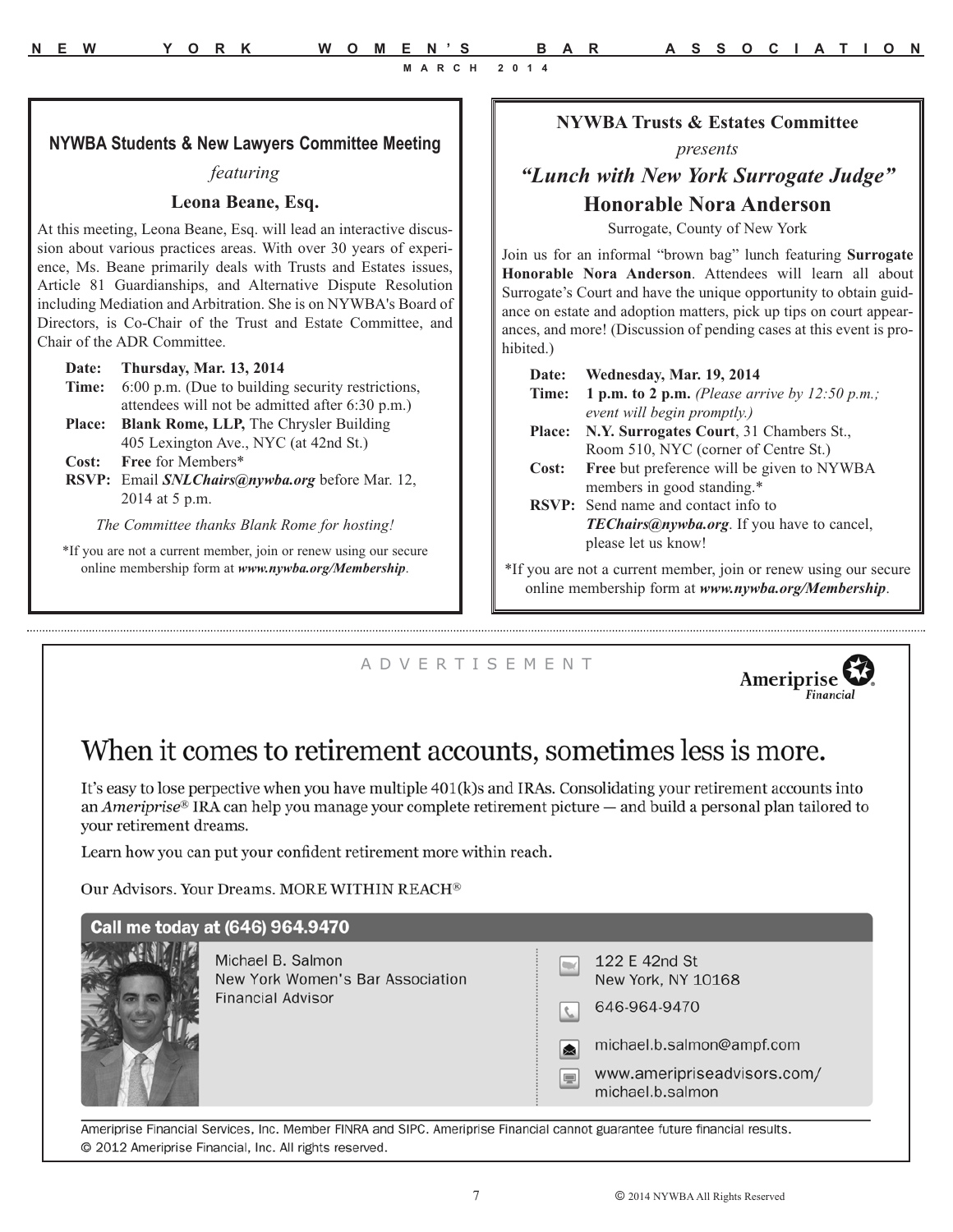### NYWBA Students & New Lawyers Committee Meeting

*featuring*

**Leona Beane, Esq.**

At this meeting, Leona Beane, Esq. will lead an interactive discussion about various practices areas. With over 30 years of experience, Ms. Beane primarily deals with Trusts and Estates issues, Article 81 Guardianships, and Alternative Dispute Resolution including Mediation and Arbitration. She is on NYWBA's Board of Directors, is Co-Chair of the Trust and Estate Committee, and Chair of the ADR Committee.

**Date:** **Thursday, Mar. 13, 2014**
**Time:** 6:00 p.m. (Due to building security restrictions, attendees will not be admitted after 6:30 p.m.)
**Place:** **Blank Rome, LLP,** The Chrysler Building 405 Lexington Ave., NYC (at 42nd St.)
**Cost:** **Free** for Members*
**RSVP:** Email ***SNLChairs@nywba.org*** before Mar. 12, 2014 at 5 p.m.

*The Committee thanks Blank Rome for hosting!*

*If you are not a current member, join or renew using our secure online membership form at ***www.nywba.org/Membership***.

### NYWBA Trusts & Estates Committee

*presents*

***"Lunch with New York Surrogate Judge"***

**Honorable Nora Anderson**

Surrogate, County of New York

Join us for an informal "brown bag" lunch featuring **Surrogate Honorable Nora Anderson**. Attendees will learn all about Surrogate's Court and have the unique opportunity to obtain guidance on estate and adoption matters, pick up tips on court appearances, and more! (Discussion of pending cases at this event is prohibited.)

**Date:** **Wednesday, Mar. 19, 2014**
**Time:** **1 p.m. to 2 p.m.** *(Please arrive by 12:50 p.m.; event will begin promptly.)*
**Place:** **N.Y. Surrogates Court**, 31 Chambers St., Room 510, NYC (corner of Centre St.)
**Cost:** **Free** but preference will be given to NYWBA members in good standing.*
**RSVP:** Send name and contact info to ***TEChairs@nywba.org***. If you have to cancel, please let us know!

*If you are not a current member, join or renew using our secure online membership form at ***www.nywba.org/Membership***.

---

A D V E R T I S E M E N T

Ameriprise Financial

## When it comes to retirement accounts, sometimes less is more.

It's easy to lose perpective when you have multiple 401(k)s and IRAs. Consolidating your retirement accounts into an *Ameriprise*® IRA can help you manage your complete retirement picture — and build a personal plan tailored to your retirement dreams.

Learn how you can put your confident retirement more within reach.

Our Advisors. Your Dreams. MORE WITHIN REACH®

**Call me today at (646) 964.9470**

Michael B. Salmon
New York Women's Bar Association
Financial Advisor

122 E 42nd St
New York, NY 10168

646-964-9470

michael.b.salmon@ampf.com

www.ameripriseadvisors.com/michael.b.salmon

Ameriprise Financial Services, Inc. Member FINRA and SIPC. Ameriprise Financial cannot guarantee future financial results.
© 2012 Ameriprise Financial, Inc. All rights reserved.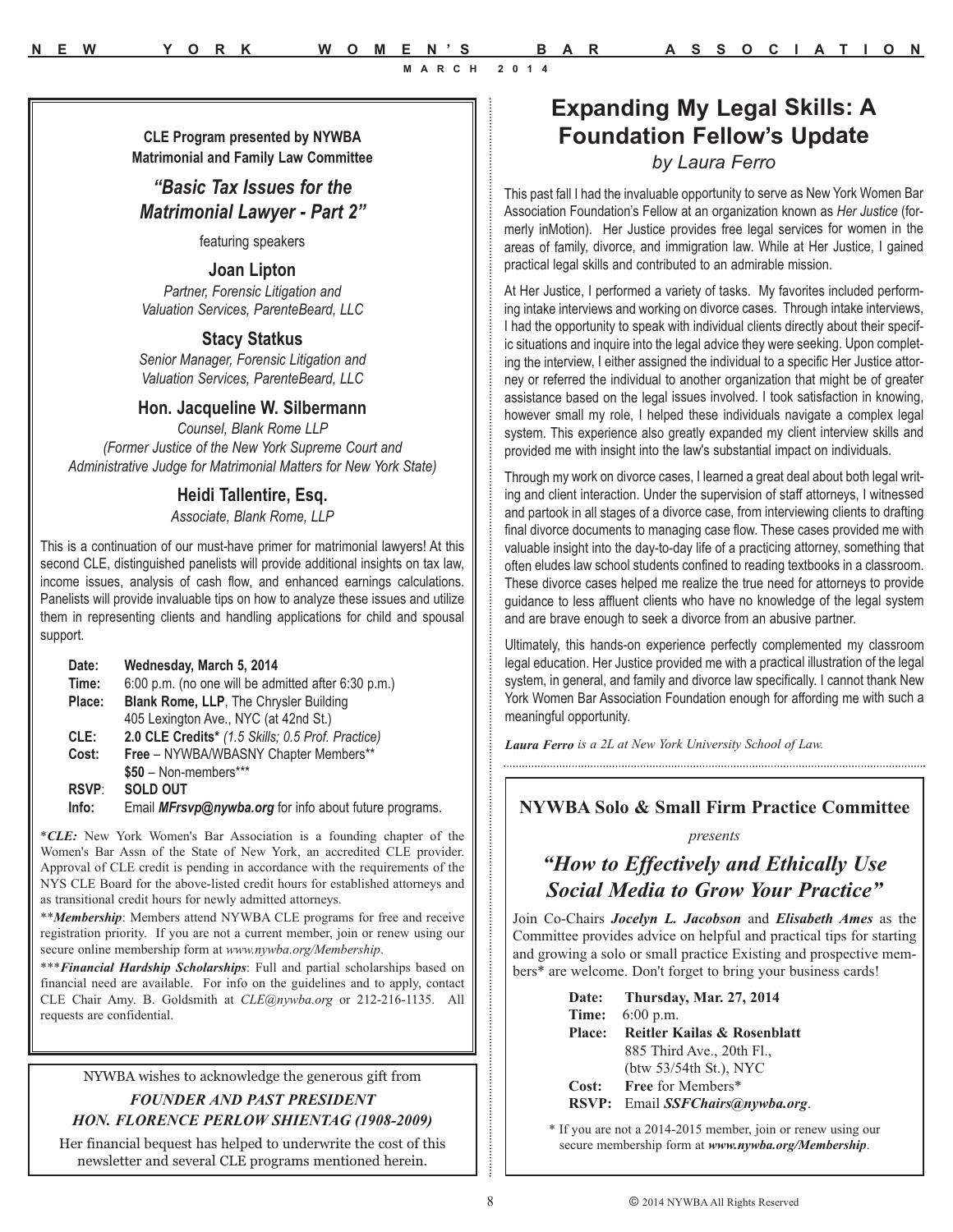**CLE Program presented by NYWBA Matrimonial and Family Law Committee**

## *"Basic Tax Issues for the Matrimonial Lawyer - Part 2"*

featuring speakers

**Joan Lipton**
*Partner, Forensic Litigation and Valuation Services, ParenteBeard, LLC*

**Stacy Statkus**
*Senior Manager, Forensic Litigation and Valuation Services, ParenteBeard, LLC*

**Hon. Jacqueline W. Silbermann**
*Counsel, Blank Rome LLP*
*(Former Justice of the New York Supreme Court and Administrative Judge for Matrimonial Matters for New York State)*

**Heidi Tallentire, Esq.**
*Associate, Blank Rome, LLP*

This is a continuation of our must-have primer for matrimonial lawyers! At this second CLE, distinguished panelists will provide additional insights on tax law, income issues, analysis of cash flow, and enhanced earnings calculations. Panelists will provide invaluable tips on how to analyze these issues and utilize them in representing clients and handling applications for child and spousal support.

**Date:** **Wednesday, March 5, 2014**
**Time:** 6:00 p.m. (no one will be admitted after 6:30 p.m.)
**Place:** **Blank Rome, LLP**, The Chrysler Building
405 Lexington Ave., NYC (at 42nd St.)
**CLE:** **2.0 CLE Credits*** *(1.5 Skills; 0.5 Prof. Practice)*
**Cost:** **Free** – NYWBA/WBASNY Chapter Members**
**$50** – Non-members***
**RSVP:** **SOLD OUT**
**Info:** Email ***MFrsvp@nywba.org*** for info about future programs.

**CLE:* New York Women's Bar Association is a founding chapter of the Women's Bar Assn of the State of New York, an accredited CLE provider. Approval of CLE credit is pending in accordance with the requirements of the NYS CLE Board for the above-listed credit hours for established attorneys and as transitional credit hours for newly admitted attorneys.

***Membership*: Members attend NYWBA CLE programs for free and receive registration priority. If you are not a current member, join or renew using our secure online membership form at *www.nywba.org/Membership*.

****Financial Hardship Scholarships*: Full and partial scholarships based on financial need are available. For info on the guidelines and to apply, contact CLE Chair Amy. B. Goldsmith at *CLE@nywba.org* or 212-216-1135. All requests are confidential.

---

NYWBA wishes to acknowledge the generous gift from

*FOUNDER AND PAST PRESIDENT*
*HON. FLORENCE PERLOW SHIENTAG (1908-2009)*

Her financial bequest has helped to underwrite the cost of this newsletter and several CLE programs mentioned herein.

---

# Expanding My Legal Skills: A Foundation Fellow's Update

*by Laura Ferro*

This past fall I had the invaluable opportunity to serve as New York Women Bar Association Foundation's Fellow at an organization known as *Her Justice* (formerly inMotion). Her Justice provides free legal services for women in the areas of family, divorce, and immigration law. While at Her Justice, I gained practical legal skills and contributed to an admirable mission.

At Her Justice, I performed a variety of tasks. My favorites included performing intake interviews and working on divorce cases. Through intake interviews, I had the opportunity to speak with individual clients directly about their specific situations and inquire into the legal advice they were seeking. Upon completing the interview, I either assigned the individual to a specific Her Justice attorney or referred the individual to another organization that might be of greater assistance based on the legal issues involved. I took satisfaction in knowing, however small my role, I helped these individuals navigate a complex legal system. This experience also greatly expanded my client interview skills and provided me with insight into the law's substantial impact on individuals.

Through my work on divorce cases, I learned a great deal about both legal writing and client interaction. Under the supervision of staff attorneys, I witnessed and partook in all stages of a divorce case, from interviewing clients to drafting final divorce documents to managing case flow. These cases provided me with valuable insight into the day-to-day life of a practicing attorney, something that often eludes law school students confined to reading textbooks in a classroom. These divorce cases helped me realize the true need for attorneys to provide guidance to less affluent clients who have no knowledge of the legal system and are brave enough to seek a divorce from an abusive partner.

Ultimately, this hands-on experience perfectly complemented my classroom legal education. Her Justice provided me with a practical illustration of the legal system, in general, and family and divorce law specifically. I cannot thank New York Women Bar Association Foundation enough for affording me with such a meaningful opportunity.

***Laura Ferro*** *is a 2L at New York University School of Law.*

---

**NYWBA Solo & Small Firm Practice Committee**

*presents*

## *"How to Effectively and Ethically Use Social Media to Grow Your Practice"*

Join Co-Chairs ***Jocelyn L. Jacobson*** and ***Elisabeth Ames*** as the Committee provides advice on helpful and practical tips for starting and growing a solo or small practice Existing and prospective members* are welcome. Don't forget to bring your business cards!

**Date:** **Thursday, Mar. 27, 2014**
**Time:** 6:00 p.m.
**Place:** **Reitler Kailas & Rosenblatt**
885 Third Ave., 20th Fl.,
(btw 53/54th St.), NYC
**Cost:** **Free** for Members*
**RSVP:** Email ***SSFChairs@nywba.org***.

* If you are not a 2014-2015 member, join or renew using our secure membership form at ***www.nywba.org/Membership***.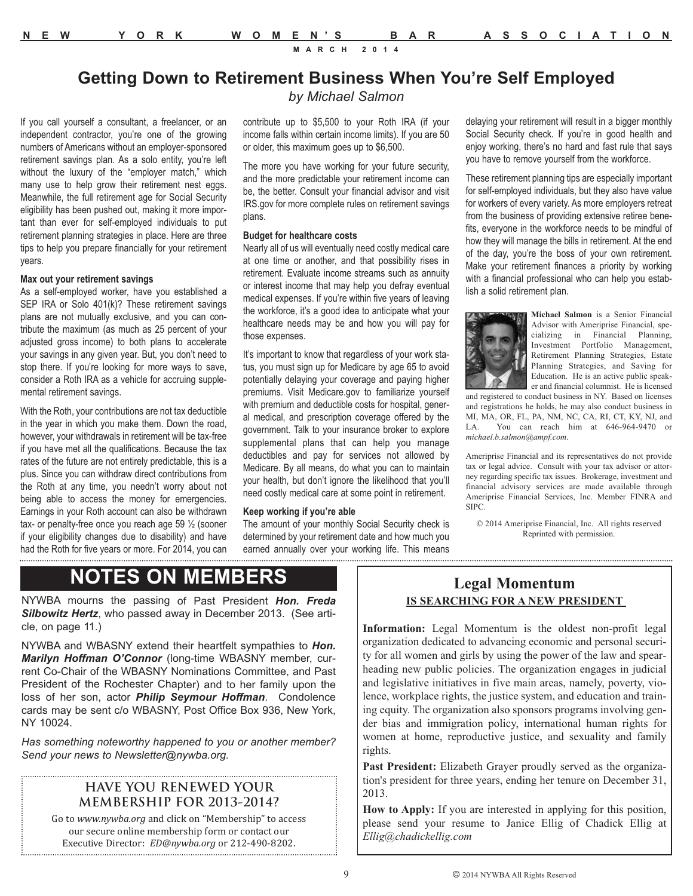# Getting Down to Retirement Business When You're Self Employed

*by Michael Salmon*

If you call yourself a consultant, a freelancer, or an independent contractor, you're one of the growing numbers of Americans without an employer-sponsored retirement savings plan. As a solo entity, you're left without the luxury of the "employer match," which many use to help grow their retirement nest eggs. Meanwhile, the full retirement age for Social Security eligibility has been pushed out, making it more important than ever for self-employed individuals to put retirement planning strategies in place. Here are three tips to help you prepare financially for your retirement years.

**Max out your retirement savings**

As a self-employed worker, have you established a SEP IRA or Solo 401(k)? These retirement savings plans are not mutually exclusive, and you can contribute the maximum (as much as 25 percent of your adjusted gross income) to both plans to accelerate your savings in any given year. But, you don't need to stop there. If you're looking for more ways to save, consider a Roth IRA as a vehicle for accruing supplemental retirement savings.

With the Roth, your contributions are not tax deductible in the year in which you make them. Down the road, however, your withdrawals in retirement will be tax-free if you have met all the qualifications. Because the tax rates of the future are not entirely predictable, this is a plus. Since you can withdraw direct contributions from the Roth at any time, you needn't worry about not being able to access the money for emergencies. Earnings in your Roth account can also be withdrawn tax- or penalty-free once you reach age 59 ½ (sooner if your eligibility changes due to disability) and have had the Roth for five years or more. For 2014, you can contribute up to $5,500 to your Roth IRA (if your income falls within certain income limits). If you are 50 or older, this maximum goes up to $6,500.

The more you have working for your future security, and the more predictable your retirement income can be, the better. Consult your financial advisor and visit IRS.gov for more complete rules on retirement savings plans.

**Budget for healthcare costs**

Nearly all of us will eventually need costly medical care at one time or another, and that possibility rises in retirement. Evaluate income streams such as annuity or interest income that may help you defray eventual medical expenses. If you're within five years of leaving the workforce, it's a good idea to anticipate what your healthcare needs may be and how you will pay for those expenses.

It's important to know that regardless of your work status, you must sign up for Medicare by age 65 to avoid potentially delaying your coverage and paying higher premiums. Visit Medicare.gov to familiarize yourself with premium and deductible costs for hospital, general medical, and prescription coverage offered by the government. Talk to your insurance broker to explore supplemental plans that can help you manage deductibles and pay for services not allowed by Medicare. By all means, do what you can to maintain your health, but don't ignore the likelihood that you'll need costly medical care at some point in retirement.

**Keep working if you're able**

The amount of your monthly Social Security check is determined by your retirement date and how much you earned annually over your working life. This means delaying your retirement will result in a bigger monthly Social Security check. If you're in good health and enjoy working, there's no hard and fast rule that says you have to remove yourself from the workforce.

These retirement planning tips are especially important for self-employed individuals, but they also have value for workers of every variety. As more employers retreat from the business of providing extensive retiree benefits, everyone in the workforce needs to be mindful of how they will manage the bills in retirement. At the end of the day, you're the boss of your own retirement. Make your retirement finances a priority by working with a financial professional who can help you establish a solid retirement plan.

**Michael Salmon** is a Senior Financial Advisor with Ameriprise Financial, specializing in Financial Planning, Investment Portfolio Management, Retirement Planning Strategies, Estate Planning Strategies, and Saving for Education. He is an active public speaker and financial columnist. He is licensed and registered to conduct business in NY. Based on licenses and registrations he holds, he may also conduct business in MI, MA, OR, FL, PA, NM, NC, CA, RI, CT, KY, NJ, and LA. You can reach him at 646-964-9470 or *michael.b.salmon@ampf.com*.

Ameriprise Financial and its representatives do not provide tax or legal advice. Consult with your tax advisor or attorney regarding specific tax issues. Brokerage, investment and financial advisory services are made available through Ameriprise Financial Services, Inc. Member FINRA and SIPC.

© 2014 Ameriprise Financial, Inc. All rights reserved
Reprinted with permission.

# NOTES ON MEMBERS

NYWBA mourns the passing of Past President ***Hon. Freda Silbowitz Hertz***, who passed away in December 2013. (See article, on page 11.)

NYWBA and WBASNY extend their heartfelt sympathies to ***Hon. Marilyn Hoffman O'Connor*** (long-time WBASNY member, current Co-Chair of the WBASNY Nominations Committee, and Past President of the Rochester Chapter) and to her family upon the loss of her son, actor ***Philip Seymour Hoffman***. Condolence cards may be sent c/o WBASNY, Post Office Box 936, New York, NY 10024.

*Has something noteworthy happened to you or another member? Send your news to Newsletter@nywba.org.*

## HAVE YOU RENEWED YOUR MEMBERSHIP FOR 2013-2014?

Go to *www.nywba.org* and click on "Membership" to access our secure online membership form or contact our Executive Director: *ED@nywba.org* or 212-490-8202.

## Legal Momentum

**IS SEARCHING FOR A NEW PRESIDENT**

**Information:** Legal Momentum is the oldest non-profit legal organization dedicated to advancing economic and personal security for all women and girls by using the power of the law and spearheading new public policies. The organization engages in judicial and legislative initiatives in five main areas, namely, poverty, violence, workplace rights, the justice system, and education and training equity. The organization also sponsors programs involving gender bias and immigration policy, international human rights for women at home, reproductive justice, and sexuality and family rights.

**Past President:** Elizabeth Grayer proudly served as the organization's president for three years, ending her tenure on December 31, 2013.

**How to Apply:** If you are interested in applying for this position, please send your resume to Janice Ellig of Chadick Ellig at *Ellig@chadickellig.com*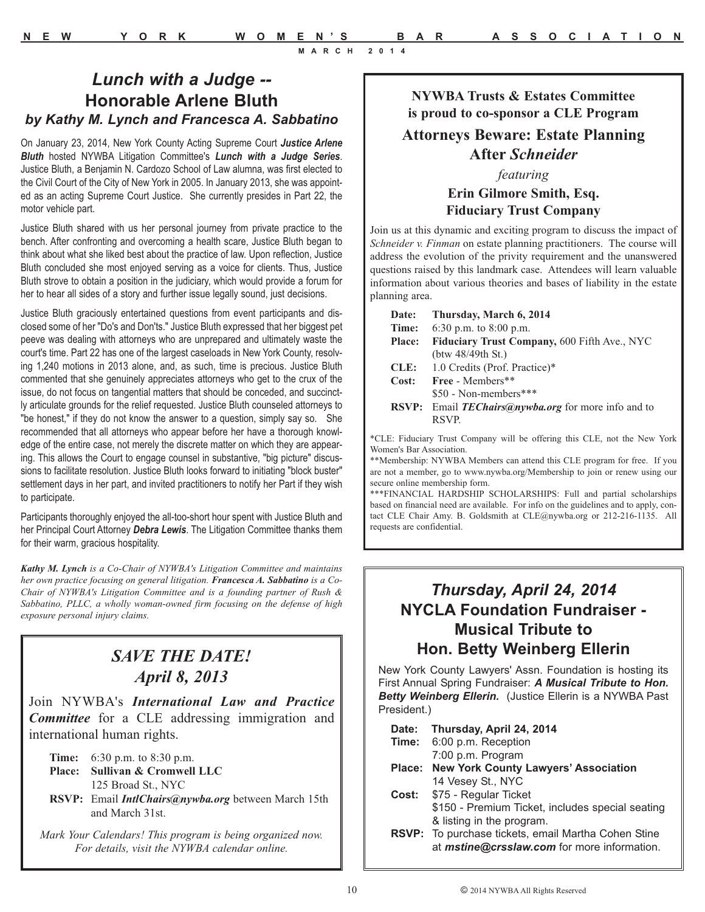# *Lunch with a Judge --* Honorable Arlene Bluth

***by Kathy M. Lynch and Francesca A. Sabbatino***

On January 23, 2014, New York County Acting Supreme Court ***Justice Arlene Bluth*** hosted NYWBA Litigation Committee's ***Lunch with a Judge Series***. Justice Bluth, a Benjamin N. Cardozo School of Law alumna, was first elected to the Civil Court of the City of New York in 2005. In January 2013, she was appointed as an acting Supreme Court Justice. She currently presides in Part 22, the motor vehicle part.

Justice Bluth shared with us her personal journey from private practice to the bench. After confronting and overcoming a health scare, Justice Bluth began to think about what she liked best about the practice of law. Upon reflection, Justice Bluth concluded she most enjoyed serving as a voice for clients. Thus, Justice Bluth strove to obtain a position in the judiciary, which would provide a forum for her to hear all sides of a story and further issue legally sound, just decisions.

Justice Bluth graciously entertained questions from event participants and disclosed some of her "Do's and Don'ts." Justice Bluth expressed that her biggest pet peeve was dealing with attorneys who are unprepared and ultimately waste the court's time. Part 22 has one of the largest caseloads in New York County, resolving 1,240 motions in 2013 alone, and, as such, time is precious. Justice Bluth commented that she genuinely appreciates attorneys who get to the crux of the issue, do not focus on tangential matters that should be conceded, and succinctly articulate grounds for the relief requested. Justice Bluth counseled attorneys to "be honest," if they do not know the answer to a question, simply say so. She recommended that all attorneys who appear before her have a thorough knowledge of the entire case, not merely the discrete matter on which they are appearing. This allows the Court to engage counsel in substantive, "big picture" discussions to facilitate resolution. Justice Bluth looks forward to initiating "block buster" settlement days in her part, and invited practitioners to notify her Part if they wish to participate.

Participants thoroughly enjoyed the all-too-short hour spent with Justice Bluth and her Principal Court Attorney ***Debra Lewis***. The Litigation Committee thanks them for their warm, gracious hospitality.

***Kathy M. Lynch*** *is a Co-Chair of NYWBA's Litigation Committee and maintains her own practice focusing on general litigation.* ***Francesca A. Sabbatino*** *is a Co-Chair of NYWBA's Litigation Committee and is a founding partner of Rush & Sabbatino, PLLC, a wholly woman-owned firm focusing on the defense of high exposure personal injury claims.*

---

## *SAVE THE DATE! April 8, 2013*

Join NYWBA's ***International Law and Practice Committee*** for a CLE addressing immigration and international human rights.

**Time:** 6:30 p.m. to 8:30 p.m.
**Place:** **Sullivan & Cromwell LLC**
125 Broad St., NYC
**RSVP:** Email ***IntlChairs@nywba.org*** between March 15th and March 31st.

*Mark Your Calendars! This program is being organized now. For details, visit the NYWBA calendar online.*

---

### NYWBA Trusts & Estates Committee is proud to co-sponsor a CLE Program

## Attorneys Beware: Estate Planning After *Schneider*

*featuring*

### Erin Gilmore Smith, Esq.
### Fiduciary Trust Company

Join us at this dynamic and exciting program to discuss the impact of *Schneider v. Finman* on estate planning practitioners. The course will address the evolution of the privity requirement and the unanswered questions raised by this landmark case. Attendees will learn valuable information about various theories and bases of liability in the estate planning area.

**Date:** **Thursday, March 6, 2014**
**Time:** 6:30 p.m. to 8:00 p.m.
**Place:** **Fiduciary Trust Company,** 600 Fifth Ave., NYC (btw 48/49th St.)
**CLE:** 1.0 Credits (Prof. Practice)*
**Cost:** **Free** - Members**
$50 - Non-members***
**RSVP:** Email ***TEChairs@nywba.org*** for more info and to RSVP.

*CLE: Fiduciary Trust Company will be offering this CLE, not the New York Women's Bar Association.

**Membership: NYWBA Members can attend this CLE program for free. If you are not a member, go to www.nywba.org/Membership to join or renew using our secure online membership form.

***FINANCIAL HARDSHIP SCHOLARSHIPS: Full and partial scholarships based on financial need are available. For info on the guidelines and to apply, contact CLE Chair Amy. B. Goldsmith at CLE@nywba.org or 212-216-1135. All requests are confidential.

---

## *Thursday, April 24, 2014*
## NYCLA Foundation Fundraiser - Musical Tribute to Hon. Betty Weinberg Ellerin

New York County Lawyers' Assn. Foundation is hosting its First Annual Spring Fundraiser: ***A Musical Tribute to Hon. Betty Weinberg Ellerin.*** (Justice Ellerin is a NYWBA Past President.)

**Date:** **Thursday, April 24, 2014**
**Time:** 6:00 p.m. Reception
7:00 p.m. Program
**Place:** **New York County Lawyers' Association**
14 Vesey St., NYC
**Cost:** $75 - Regular Ticket
$150 - Premium Ticket, includes special seating & listing in the program.
**RSVP:** To purchase tickets, email Martha Cohen Stine at ***mstine@crsslaw.com*** for more information.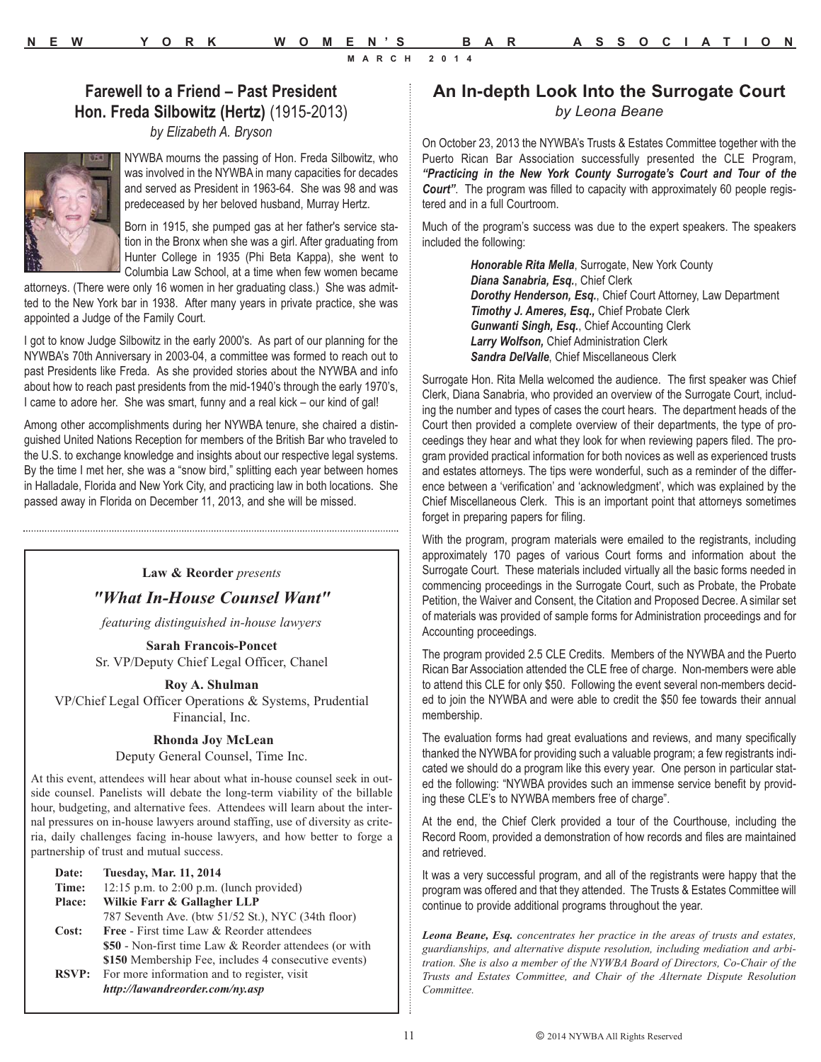## Farewell to a Friend – Past President Hon. Freda Silbowitz (Hertz) (1915-2013)

*by Elizabeth A. Bryson*

NYWBA mourns the passing of Hon. Freda Silbowitz, who was involved in the NYWBA in many capacities for decades and served as President in 1963-64. She was 98 and was predeceased by her beloved husband, Murray Hertz.

Born in 1915, she pumped gas at her father's service station in the Bronx when she was a girl. After graduating from Hunter College in 1935 (Phi Beta Kappa), she went to Columbia Law School, at a time when few women became attorneys. (There were only 16 women in her graduating class.) She was admitted to the New York bar in 1938. After many years in private practice, she was appointed a Judge of the Family Court.

I got to know Judge Silbowitz in the early 2000's. As part of our planning for the NYWBA's 70th Anniversary in 2003-04, a committee was formed to reach out to past Presidents like Freda. As she provided stories about the NYWBA and info about how to reach past presidents from the mid-1940's through the early 1970's, I came to adore her. She was smart, funny and a real kick – our kind of gal!

Among other accomplishments during her NYWBA tenure, she chaired a distinguished United Nations Reception for members of the British Bar who traveled to the U.S. to exchange knowledge and insights about our respective legal systems. By the time I met her, she was a "snow bird," splitting each year between homes in Halladale, Florida and New York City, and practicing law in both locations. She passed away in Florida on December 11, 2013, and she will be missed.

---

**Law & Reorder** *presents*

### *"What In-House Counsel Want"*

*featuring distinguished in-house lawyers*

**Sarah Francois-Poncet**
Sr. VP/Deputy Chief Legal Officer, Chanel

**Roy A. Shulman**
VP/Chief Legal Officer Operations & Systems, Prudential Financial, Inc.

**Rhonda Joy McLean**
Deputy General Counsel, Time Inc.

At this event, attendees will hear about what in-house counsel seek in outside counsel. Panelists will debate the long-term viability of the billable hour, budgeting, and alternative fees. Attendees will learn about the internal pressures on in-house lawyers around staffing, use of diversity as criteria, daily challenges facing in-house lawyers, and how better to forge a partnership of trust and mutual success.

**Date:** **Tuesday, Mar. 11, 2014**
**Time:** 12:15 p.m. to 2:00 p.m. (lunch provided)
**Place:** **Wilkie Farr & Gallagher LLP**
787 Seventh Ave. (btw 51/52 St.), NYC (34th floor)
**Cost:** **Free** - First time Law & Reorder attendees
**$50** - Non-first time Law & Reorder attendees (or with **$150** Membership Fee, includes 4 consecutive events)
**RSVP:** For more information and to register, visit ***http://lawandreorder.com/ny.asp***

---

## An In-depth Look Into the Surrogate Court

*by Leona Beane*

On October 23, 2013 the NYWBA's Trusts & Estates Committee together with the Puerto Rican Bar Association successfully presented the CLE Program, ***"Practicing in the New York County Surrogate's Court and Tour of the Court"***. The program was filled to capacity with approximately 60 people registered and in a full Courtroom.

Much of the program's success was due to the expert speakers. The speakers included the following:

***Honorable Rita Mella***, Surrogate, New York County
***Diana Sanabria, Esq.***, Chief Clerk
***Dorothy Henderson, Esq.***, Chief Court Attorney, Law Department
***Timothy J. Ameres, Esq.,*** Chief Probate Clerk
***Gunwanti Singh, Esq.***, Chief Accounting Clerk
***Larry Wolfson,*** Chief Administration Clerk
***Sandra DelValle***, Chief Miscellaneous Clerk

Surrogate Hon. Rita Mella welcomed the audience. The first speaker was Chief Clerk, Diana Sanabria, who provided an overview of the Surrogate Court, including the number and types of cases the court hears. The department heads of the Court then provided a complete overview of their departments, the type of proceedings they hear and what they look for when reviewing papers filed. The program provided practical information for both novices as well as experienced trusts and estates attorneys. The tips were wonderful, such as a reminder of the difference between a 'verification' and 'acknowledgment', which was explained by the Chief Miscellaneous Clerk. This is an important point that attorneys sometimes forget in preparing papers for filing.

With the program, program materials were emailed to the registrants, including approximately 170 pages of various Court forms and information about the Surrogate Court. These materials included virtually all the basic forms needed in commencing proceedings in the Surrogate Court, such as Probate, the Probate Petition, the Waiver and Consent, the Citation and Proposed Decree. A similar set of materials was provided of sample forms for Administration proceedings and for Accounting proceedings.

The program provided 2.5 CLE Credits. Members of the NYWBA and the Puerto Rican Bar Association attended the CLE free of charge. Non-members were able to attend this CLE for only $50. Following the event several non-members decided to join the NYWBA and were able to credit the $50 fee towards their annual membership.

The evaluation forms had great evaluations and reviews, and many specifically thanked the NYWBA for providing such a valuable program; a few registrants indicated we should do a program like this every year. One person in particular stated the following: "NYWBA provides such an immense service benefit by providing these CLE's to NYWBA members free of charge".

At the end, the Chief Clerk provided a tour of the Courthouse, including the Record Room, provided a demonstration of how records and files are maintained and retrieved.

It was a very successful program, and all of the registrants were happy that the program was offered and that they attended. The Trusts & Estates Committee will continue to provide additional programs throughout the year.

***Leona Beane, Esq.*** *concentrates her practice in the areas of trusts and estates, guardianships, and alternative dispute resolution, including mediation and arbitration. She is also a member of the NYWBA Board of Directors, Co-Chair of the Trusts and Estates Committee, and Chair of the Alternate Dispute Resolution Committee.*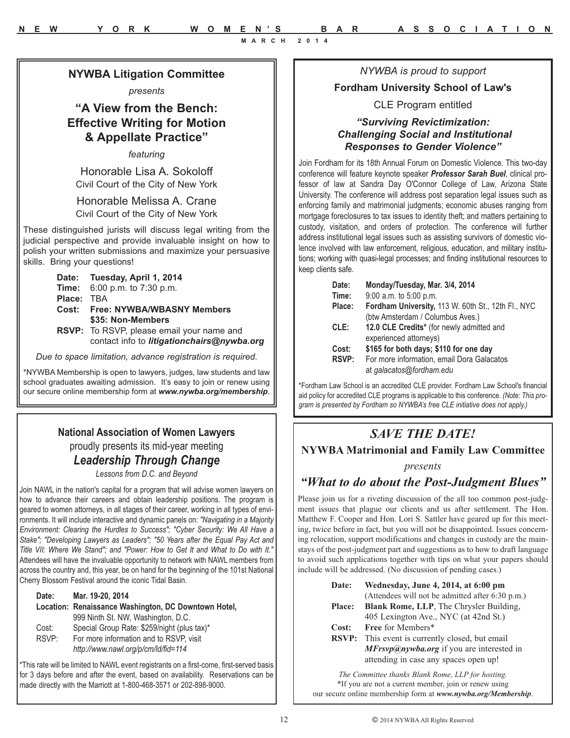## NYWBA Litigation Committee

*presents*

### "A View from the Bench: Effective Writing for Motion & Appellate Practice"

*featuring*

Honorable Lisa A. Sokoloff
Civil Court of the City of New York

Honorable Melissa A. Crane
Civil Court of the City of New York

These distinguished jurists will discuss legal writing from the judicial perspective and provide invaluable insight on how to polish your written submissions and maximize your persuasive skills. Bring your questions!

**Date:** **Tuesday, April 1, 2014**
**Time:** 6:00 p.m. to 7:30 p.m.
**Place:** TBA
**Cost:** **Free: NYWBA/WBASNY Members**
**$35: Non-Members**
**RSVP:** To RSVP, please email your name and contact info to ***litigationchairs@nywba.org***

*Due to space limitation, advance registration is required.*

*NYWBA Membership is open to lawyers, judges, law students and law school graduates awaiting admission. It's easy to join or renew using our secure online membership form at ***www.nywba.org/membership***.

## National Association of Women Lawyers

proudly presents its mid-year meeting

### *Leadership Through Change*

*Lessons from D.C. and Beyond*

Join NAWL in the nation's capital for a program that will advise women lawyers on how to advance their careers and obtain leadership positions. The program is geared to women attorneys, in all stages of their career, working in all types of environments. It will include interactive and dynamic panels on: *"Navigating in a Majority Environment: Clearing the Hurdles to Success"; "Cyber Security: We All Have a Stake"; "Developing Lawyers as Leaders"; "50 Years after the Equal Pay Act and Title VII: Where We Stand"; and "Power: How to Get It and What to Do with It."* Attendees will have the invaluable opportunity to network with NAWL members from across the country and, this year, be on hand for the beginning of the 101st National Cherry Blossom Festival around the iconic Tidal Basin.

**Date:** **Mar. 19-20, 2014**
**Location:** **Renaissance Washington, DC Downtown Hotel,**
999 Ninth St. NW, Washington, D.C.
Cost: Special Group Rate: $259/night (plus tax)*
RSVP: For more information and to RSVP, visit *http://www.nawl.org/p/cm/ld/fid=114*

*This rate will be limited to NAWL event registrants on a first-come, first-served basis for 3 days before and after the event, based on availability. Reservations can be made directly with the Marriott at 1-800-468-3571 or 202-898-9000.

*NYWBA is proud to support*

**Fordham University School of Law's**

CLE Program entitled

### *"Surviving Revictimization: Challenging Social and Institutional Responses to Gender Violence"*

Join Fordham for its 18th Annual Forum on Domestic Violence. This two-day conference will feature keynote speaker ***Professor Sarah Buel***, clinical professor of law at Sandra Day O'Connor College of Law, Arizona State University. The conference will address post separation legal issues such as enforcing family and matrimonial judgments; economic abuses ranging from mortgage foreclosures to tax issues to identity theft; and matters pertaining to custody, visitation, and orders of protection. The conference will further address institutional legal issues such as assisting survivors of domestic violence involved with law enforcement, religious, education, and military institutions; working with quasi-legal processes; and finding institutional resources to keep clients safe.

**Date:** **Monday/Tuesday, Mar. 3/4, 2014**
**Time:** 9:00 a.m. to 5:00 p.m.
**Place:** **Fordham University,** 113 W. 60th St., 12th Fl., NYC (btw Amsterdam / Columbus Aves.)
**CLE:** **12.0 CLE Credits*** (for newly admitted and experienced attorneys)
**Cost:** **$165 for both days; $110 for one day**
**RSVP:** For more information, email Dora Galacatos at *galacatos@fordham.edu*

*Fordham Law School is an accredited CLE provider. Fordham Law School's financial aid policy for accredited CLE programs is applicable to this conference. *(Note: This program is presented by Fordham so NYWBA's free CLE initiative does not apply.)*

## *SAVE THE DATE!*

**NYWBA Matrimonial and Family Law Committee**

*presents*

### *"What to do about the Post-Judgment Blues"*

Please join us for a riveting discussion of the all too common post-judgment issues that plague our clients and us after settlement. The Hon. Matthew F. Cooper and Hon. Lori S. Sattler have geared up for this meeting, twice before in fact, but you will not be disappointed. Issues concerning relocation, support modifications and changes in custody are the mainstays of the post-judgment part and suggestions as to how to draft language to avoid such applications together with tips on what your papers should include will be addressed. (No discussion of pending cases.)

**Date:** **Wednesday, June 4, 2014, at 6:00 pm**
(Attendees will not be admitted after 6:30 p.m.)
**Place:** **Blank Rome, LLP**, The Chrysler Building, 405 Lexington Ave., NYC (at 42nd St.)
**Cost:** **Free** for Members*
**RSVP:** This event is currently closed, but email ***MFrsvp@nywba.org*** if you are interested in attending in case any spaces open up!

*The Committee thanks Blank Rome, LLP for hosting.*

*If you are not a current member, join or renew using our secure online membership form at ***www.nywba.org/Membership***.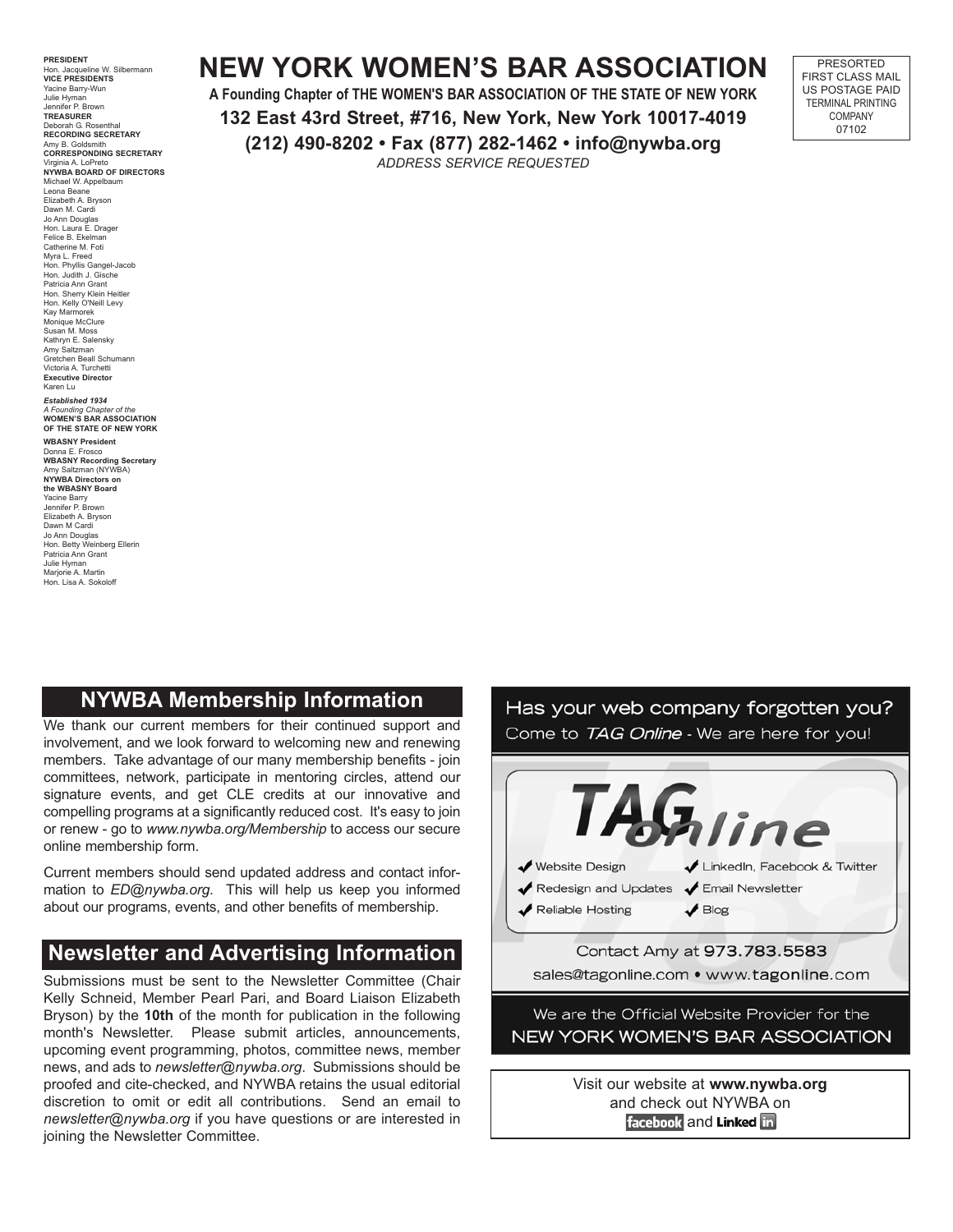**PRESIDENT**
Hon. Jacqueline W. Silbermann
**VICE PRESIDENTS**
Yacine Barry-Wun
Julie Hyman
Jennifer P. Brown
**TREASURER**
Deborah G. Rosenthal
**RECORDING SECRETARY**
Amy B. Goldsmith
**CORRESPONDING SECRETARY**
Virginia A. LoPreto
**NYWBA BOARD OF DIRECTORS**
Michael W. Appelbaum
Leona Beane
Elizabeth A. Bryson
Dawn M. Cardi
Jo Ann Douglas
Hon. Laura E. Drager
Felice B. Ekelman
Catherine M. Foti
Myra L. Freed
Hon. Phyllis Gangel-Jacob
Hon. Judith J. Gische
Patricia Ann Grant
Hon. Sherry Klein Heitler
Hon. Kelly O'Neill Levy
Kay Marmorek
Monique McClure
Susan M. Moss
Kathryn E. Salensky
Amy Saltzman
Gretchen Beall Schumann
Victoria A. Turchetti
**Executive Director**
Karen Lu

***Established 1934***
*A Founding Chapter of the*
**WOMEN'S BAR ASSOCIATION OF THE STATE OF NEW YORK**

**WBASNY President**
Donna E. Frosco
**WBASNY Recording Secretary**
Amy Saltzman (NYWBA)
**NYWBA Directors on the WBASNY Board**
Yacine Barry
Jennifer P. Brown
Elizabeth A. Bryson
Dawn M Cardi
Jo Ann Douglas
Hon. Betty Weinberg Ellerin
Patricia Ann Grant
Julie Hyman
Marjorie A. Martin
Hon. Lisa A. Sokoloff

# NEW YORK WOMEN'S BAR ASSOCIATION

**A Founding Chapter of THE WOMEN'S BAR ASSOCIATION OF THE STATE OF NEW YORK**

**132 East 43rd Street, #716, New York, New York 10017-4019**

**(212) 490-8202 • Fax (877) 282-1462 • info@nywba.org**

*ADDRESS SERVICE REQUESTED*

PRESORTED
FIRST CLASS MAIL
US POSTAGE PAID
TERMINAL PRINTING COMPANY
07102

## NYWBA Membership Information

We thank our current members for their continued support and involvement, and we look forward to welcoming new and renewing members. Take advantage of our many membership benefits - join committees, network, participate in mentoring circles, attend our signature events, and get CLE credits at our innovative and compelling programs at a significantly reduced cost. It's easy to join or renew - go to *www.nywba.org/Membership* to access our secure online membership form.

Current members should send updated address and contact information to *ED@nywba.org*. This will help us keep you informed about our programs, events, and other benefits of membership.

## Newsletter and Advertising Information

Submissions must be sent to the Newsletter Committee (Chair Kelly Schneid, Member Pearl Pari, and Board Liaison Elizabeth Bryson) by the **10th** of the month for publication in the following month's Newsletter. Please submit articles, announcements, upcoming event programming, photos, committee news, member news, and ads to *newsletter@nywba.org*. Submissions should be proofed and cite-checked, and NYWBA retains the usual editorial discretion to omit or edit all contributions. Send an email to *newsletter@nywba.org* if you have questions or are interested in joining the Newsletter Committee.

Has your web company forgotten you?
Come to *TAG Online* - We are here for you!

TAG online

- Website Design
- Redesign and Updates
- Reliable Hosting
- LinkedIn, Facebook & Twitter
- Email Newsletter
- Blog

Contact Amy at 973.783.5583
sales@tagonline.com • www.tagonline.com

We are the Official Website Provider for the
NEW YORK WOMEN'S BAR ASSOCIATION

Visit our website at **www.nywba.org**
and check out NYWBA on
facebook and LinkedIn